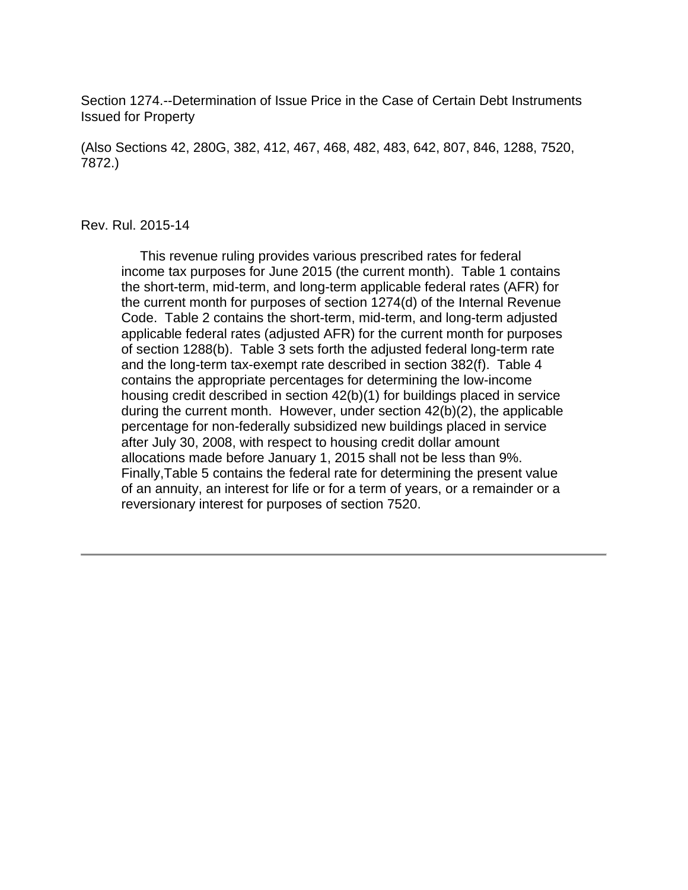Section 1274.--Determination of Issue Price in the Case of Certain Debt Instruments Issued for Property

(Also Sections 42, 280G, 382, 412, 467, 468, 482, 483, 642, 807, 846, 1288, 7520, 7872.)

Rev. Rul. 2015-14

This revenue ruling provides various prescribed rates for federal income tax purposes for June 2015 (the current month). Table 1 contains the short-term, mid-term, and long-term applicable federal rates (AFR) for the current month for purposes of section 1274(d) of the Internal Revenue Code. Table 2 contains the short-term, mid-term, and long-term adjusted applicable federal rates (adjusted AFR) for the current month for purposes of section 1288(b). Table 3 sets forth the adjusted federal long-term rate and the long-term tax-exempt rate described in section 382(f). Table 4 contains the appropriate percentages for determining the low-income housing credit described in section 42(b)(1) for buildings placed in service during the current month. However, under section 42(b)(2), the applicable percentage for non-federally subsidized new buildings placed in service after July 30, 2008, with respect to housing credit dollar amount allocations made before January 1, 2015 shall not be less than 9%. Finally,Table 5 contains the federal rate for determining the present value of an annuity, an interest for life or for a term of years, or a remainder or a reversionary interest for purposes of section 7520.

---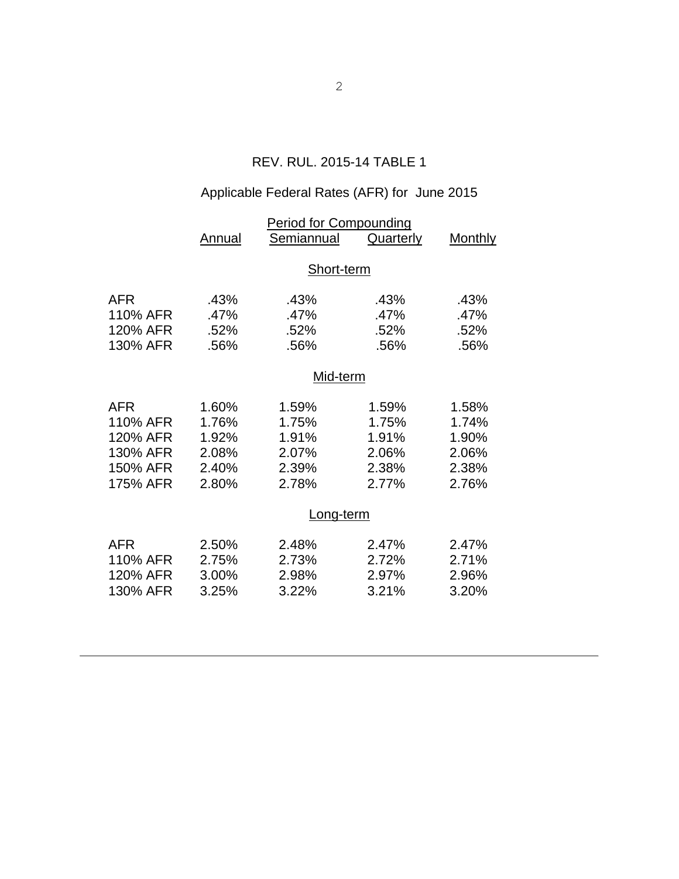REV. RUL. 2015-14 TABLE 1

Applicable Federal Rates (AFR) for June 2015

| | Period for Compounding | | | |
|---|---|---|---|---|
| | Annual | Semiannual | Quarterly | Monthly |
| | | **Short-term** | | |
| AFR | .43% | .43% | .43% | .43% |
| 110% AFR | .47% | .47% | .47% | .47% |
| 120% AFR | .52% | .52% | .52% | .52% |
| 130% AFR | .56% | .56% | .56% | .56% |
| | | **Mid-term** | | |
| AFR | 1.60% | 1.59% | 1.59% | 1.58% |
| 110% AFR | 1.76% | 1.75% | 1.75% | 1.74% |
| 120% AFR | 1.92% | 1.91% | 1.91% | 1.90% |
| 130% AFR | 2.08% | 2.07% | 2.06% | 2.06% |
| 150% AFR | 2.40% | 2.39% | 2.38% | 2.38% |
| 175% AFR | 2.80% | 2.78% | 2.77% | 2.76% |
| | | **Long-term** | | |
| AFR | 2.50% | 2.48% | 2.47% | 2.47% |
| 110% AFR | 2.75% | 2.73% | 2.72% | 2.71% |
| 120% AFR | 3.00% | 2.98% | 2.97% | 2.96% |
| 130% AFR | 3.25% | 3.22% | 3.21% | 3.20% |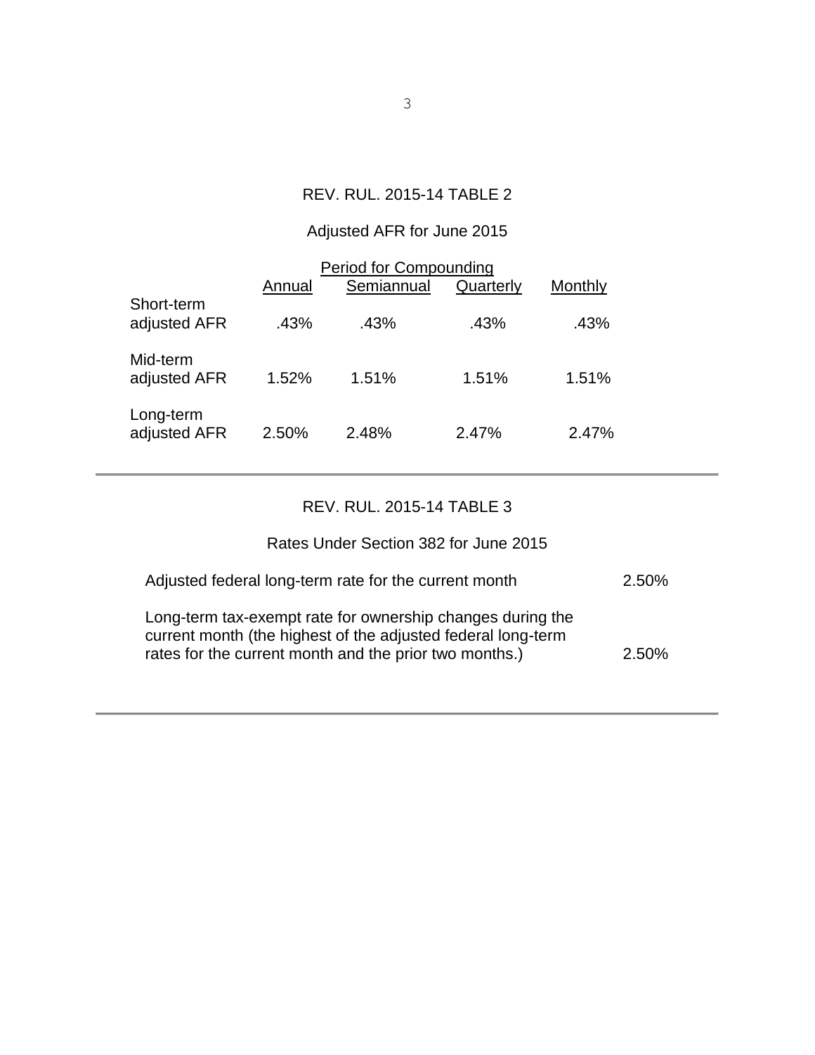## REV. RUL. 2015-14 TABLE 2

### Adjusted AFR for June 2015

| | Period for Compounding | | | |
|---|---|---|---|---|
| | Annual | Semiannual | Quarterly | Monthly |
| Short-term adjusted AFR | .43% | .43% | .43% | .43% |
| Mid-term adjusted AFR | 1.52% | 1.51% | 1.51% | 1.51% |
| Long-term adjusted AFR | 2.50% | 2.48% | 2.47% | 2.47% |

---

## REV. RUL. 2015-14 TABLE 3

### Rates Under Section 382 for June 2015

| | |
|---|---|
| Adjusted federal long-term rate for the current month | 2.50% |
| Long-term tax-exempt rate for ownership changes during the current month (the highest of the adjusted federal long-term rates for the current month and the prior two months.) | 2.50% |

---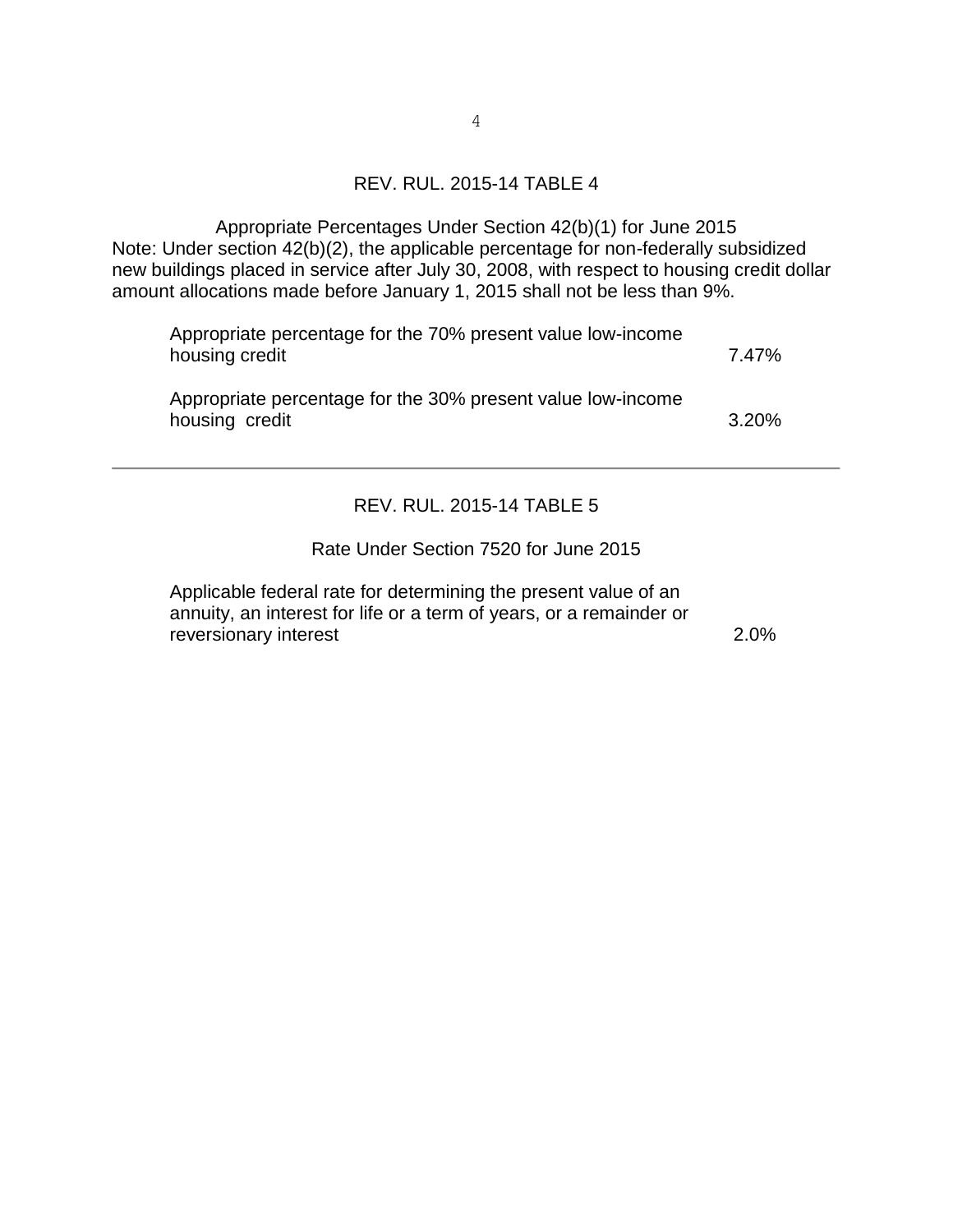## REV. RUL. 2015-14 TABLE 4

Appropriate Percentages Under Section 42(b)(1) for June 2015

Note: Under section 42(b)(2), the applicable percentage for non-federally subsidized new buildings placed in service after July 30, 2008, with respect to housing credit dollar amount allocations made before January 1, 2015 shall not be less than 9%.

| | |
|---|---|
| Appropriate percentage for the 70% present value low-income housing credit | 7.47% |
| Appropriate percentage for the 30% present value low-income housing credit | 3.20% |

---

## REV. RUL. 2015-14 TABLE 5

Rate Under Section 7520 for June 2015

| | |
|---|---|
| Applicable federal rate for determining the present value of an annuity, an interest for life or a term of years, or a remainder or reversionary interest | 2.0% |